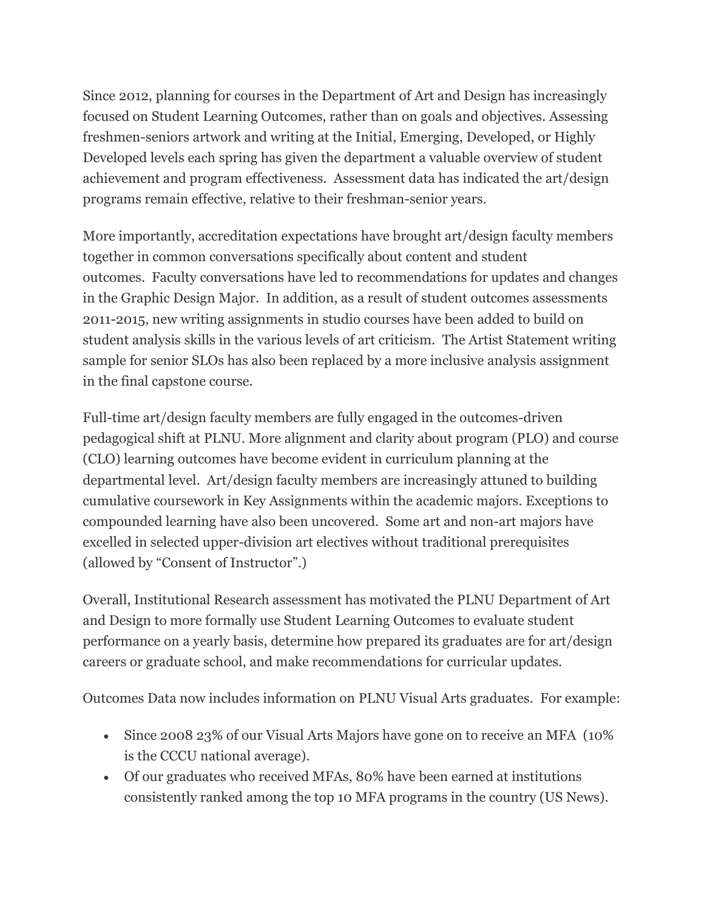Since 2012, planning for courses in the Department of Art and Design has increasingly focused on Student Learning Outcomes, rather than on goals and objectives. Assessing freshmen-seniors artwork and writing at the Initial, Emerging, Developed, or Highly Developed levels each spring has given the department a valuable overview of student achievement and program effectiveness. Assessment data has indicated the art/design programs remain effective, relative to their freshman-senior years.

More importantly, accreditation expectations have brought art/design faculty members together in common conversations specifically about content and student outcomes. Faculty conversations have led to recommendations for updates and changes in the Graphic Design Major. In addition, as a result of student outcomes assessments 2011-2015, new writing assignments in studio courses have been added to build on student analysis skills in the various levels of art criticism. The Artist Statement writing sample for senior SLOs has also been replaced by a more inclusive analysis assignment in the final capstone course.

Full-time art/design faculty members are fully engaged in the outcomes-driven pedagogical shift at PLNU. More alignment and clarity about program (PLO) and course (CLO) learning outcomes have become evident in curriculum planning at the departmental level. Art/design faculty members are increasingly attuned to building cumulative coursework in Key Assignments within the academic majors. Exceptions to compounded learning have also been uncovered. Some art and non-art majors have excelled in selected upper-division art electives without traditional prerequisites (allowed by "Consent of Instructor".)

Overall, Institutional Research assessment has motivated the PLNU Department of Art and Design to more formally use Student Learning Outcomes to evaluate student performance on a yearly basis, determine how prepared its graduates are for art/design careers or graduate school, and make recommendations for curricular updates.

Outcomes Data now includes information on PLNU Visual Arts graduates. For example:

- Since 2008 23% of our Visual Arts Majors have gone on to receive an MFA (10% is the CCCU national average).
- Of our graduates who received MFAs, 80% have been earned at institutions consistently ranked among the top 10 MFA programs in the country (US News).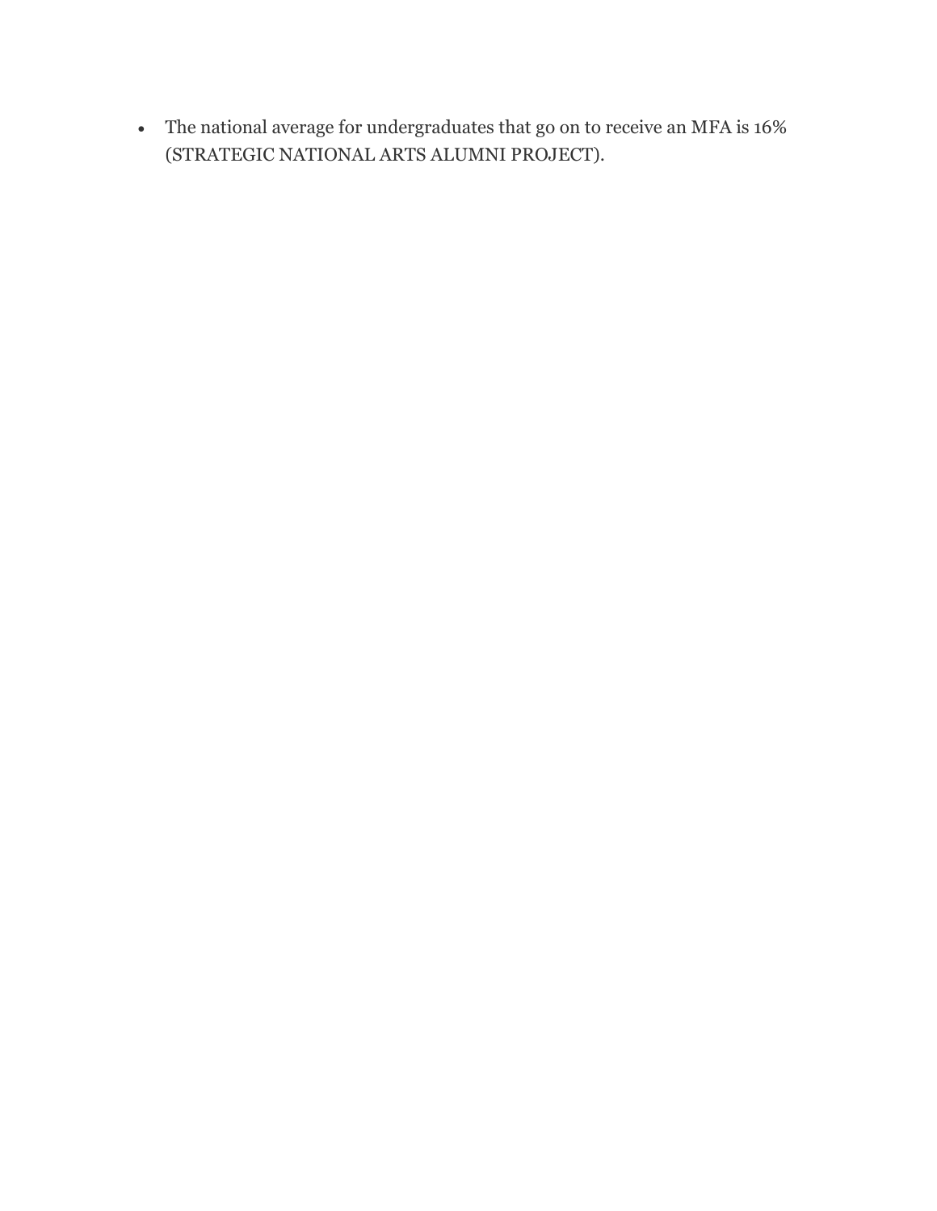- The national average for undergraduates that go on to receive an MFA is 16% (STRATEGIC NATIONAL ARTS ALUMNI PROJECT).